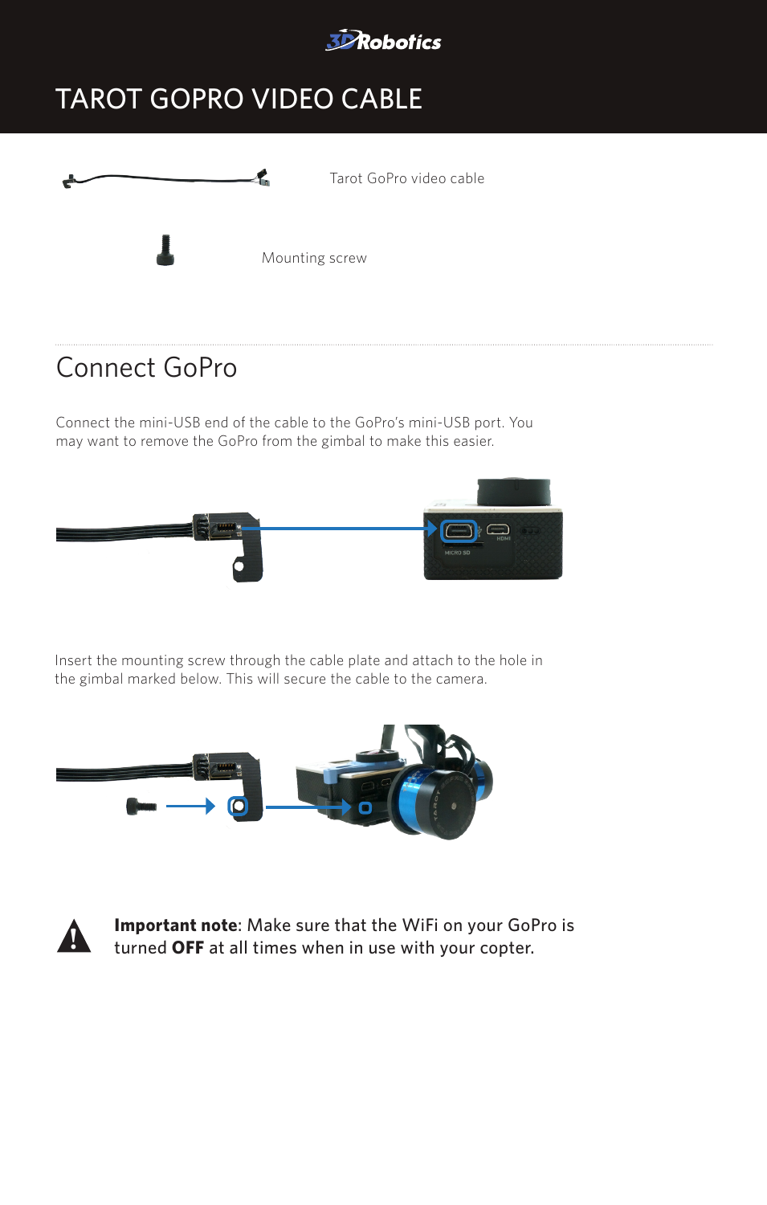3DRobotics

# TAROT GOPRO VIDEO CABLE

Tarot GoPro video cable

Mounting screw

## Connect GoPro

Connect the mini-USB end of the cable to the GoPro's mini-USB port. You may want to remove the GoPro from the gimbal to make this easier.

Insert the mounting screw through the cable plate and attach to the hole in the gimbal marked below. This will secure the cable to the camera.

**Important note**: Make sure that the WiFi on your GoPro is turned **OFF** at all times when in use with your copter.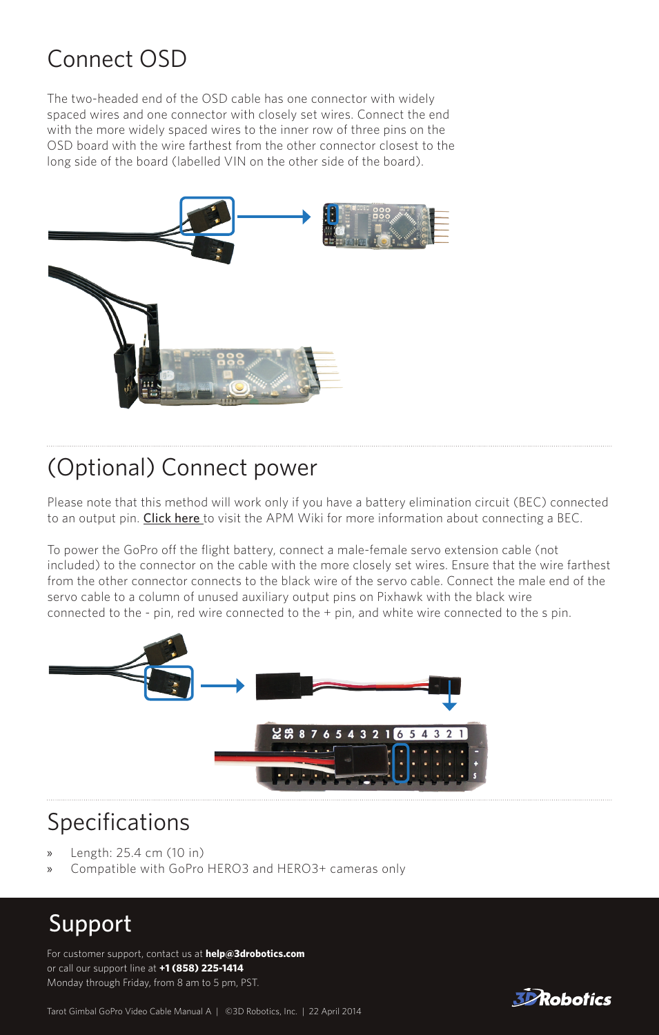# Connect OSD

The two-headed end of the OSD cable has one connector with widely spaced wires and one connector with closely set wires. Connect the end with the more widely spaced wires to the inner row of three pins on the OSD board with the wire farthest from the other connector closest to the long side of the board (labelled VIN on the other side of the board).

# (Optional) Connect power

Please note that this method will work only if you have a battery elimination circuit (BEC) connected to an output pin. Click here to visit the APM Wiki for more information about connecting a BEC.

To power the GoPro off the flight battery, connect a male-female servo extension cable (not included) to the connector on the cable with the more closely set wires. Ensure that the wire farthest from the other connector connects to the black wire of the servo cable. Connect the male end of the servo cable to a column of unused auxiliary output pins on Pixhawk with the black wire connected to the - pin, red wire connected to the + pin, and white wire connected to the s pin.

# Specifications

» Length: 25.4 cm (10 in)

» Compatible with GoPro HERO3 and HERO3+ cameras only

# Support

For customer support, contact us at **help@3drobotics.com**
or call our support line at **+1 (858) 225-1414**
Monday through Friday, from 8 am to 5 pm, PST.

Tarot Gimbal GoPro Video Cable Manual A | ©3D Robotics, Inc. | 22 April 2014